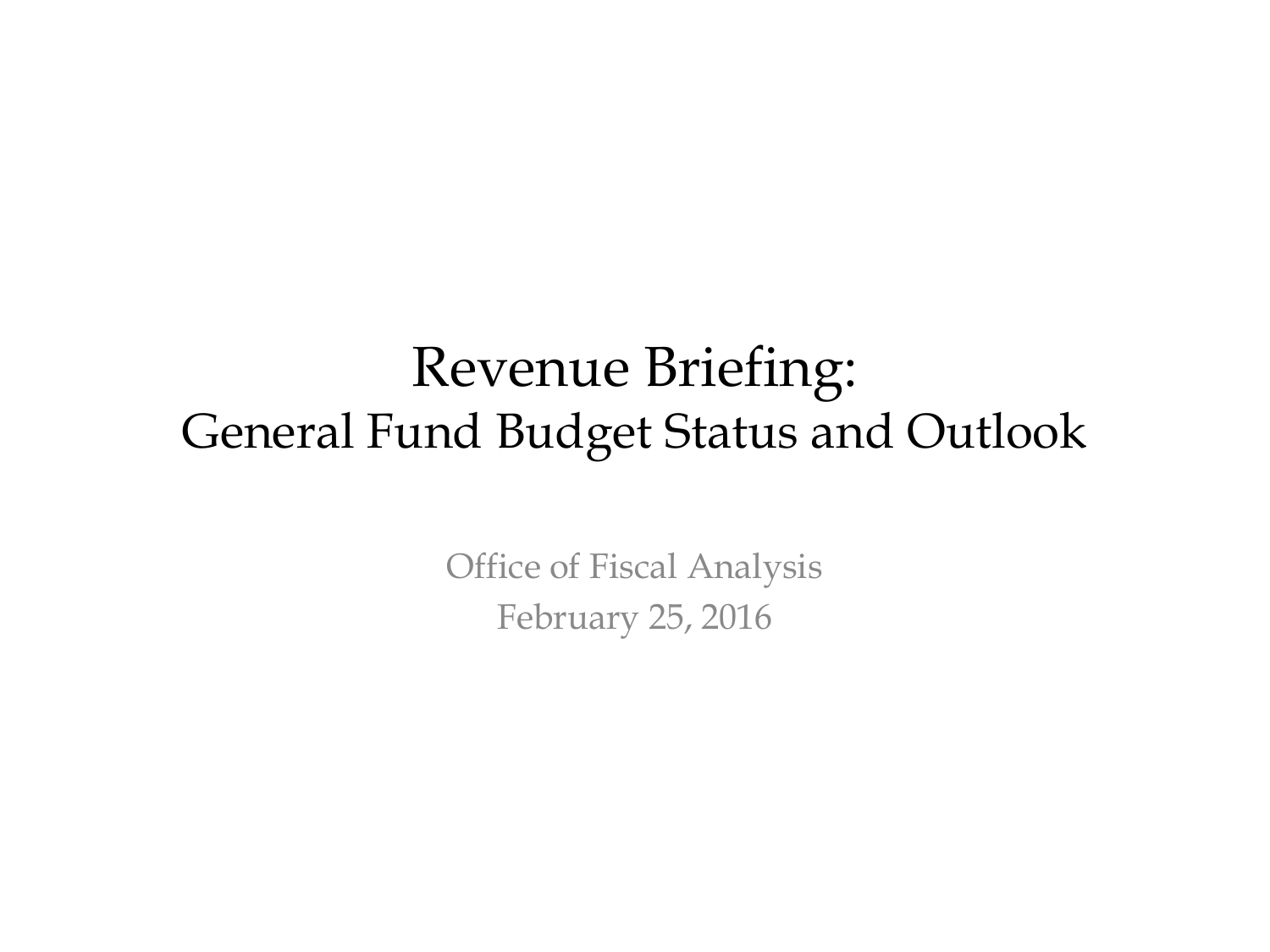# Revenue Briefing:
## General Fund Budget Status and Outlook

Office of Fiscal Analysis

February 25, 2016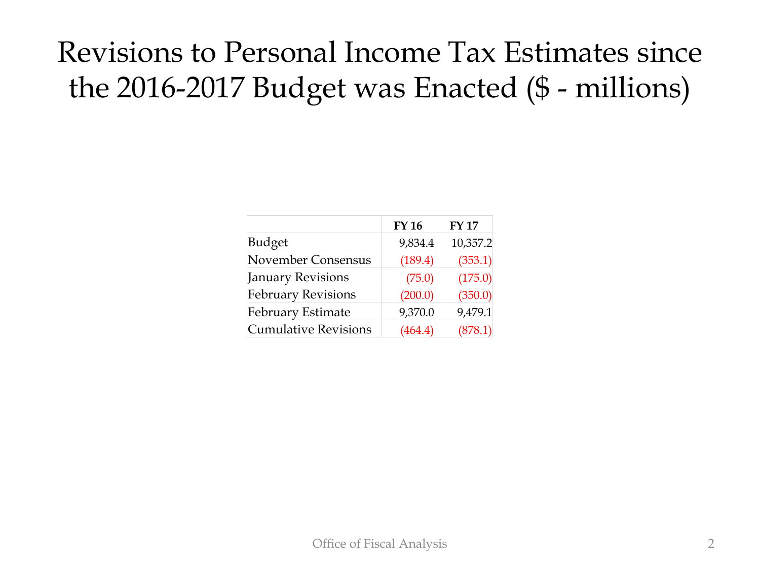# Revisions to Personal Income Tax Estimates since the 2016-2017 Budget was Enacted ($ - millions)

| | FY 16 | FY 17 |
|---|---|---|
| Budget | 9,834.4 | 10,357.2 |
| November Consensus | (189.4) | (353.1) |
| January Revisions | (75.0) | (175.0) |
| February Revisions | (200.0) | (350.0) |
| February Estimate | 9,370.0 | 9,479.1 |
| Cumulative Revisions | (464.4) | (878.1) |

Office of Fiscal Analysis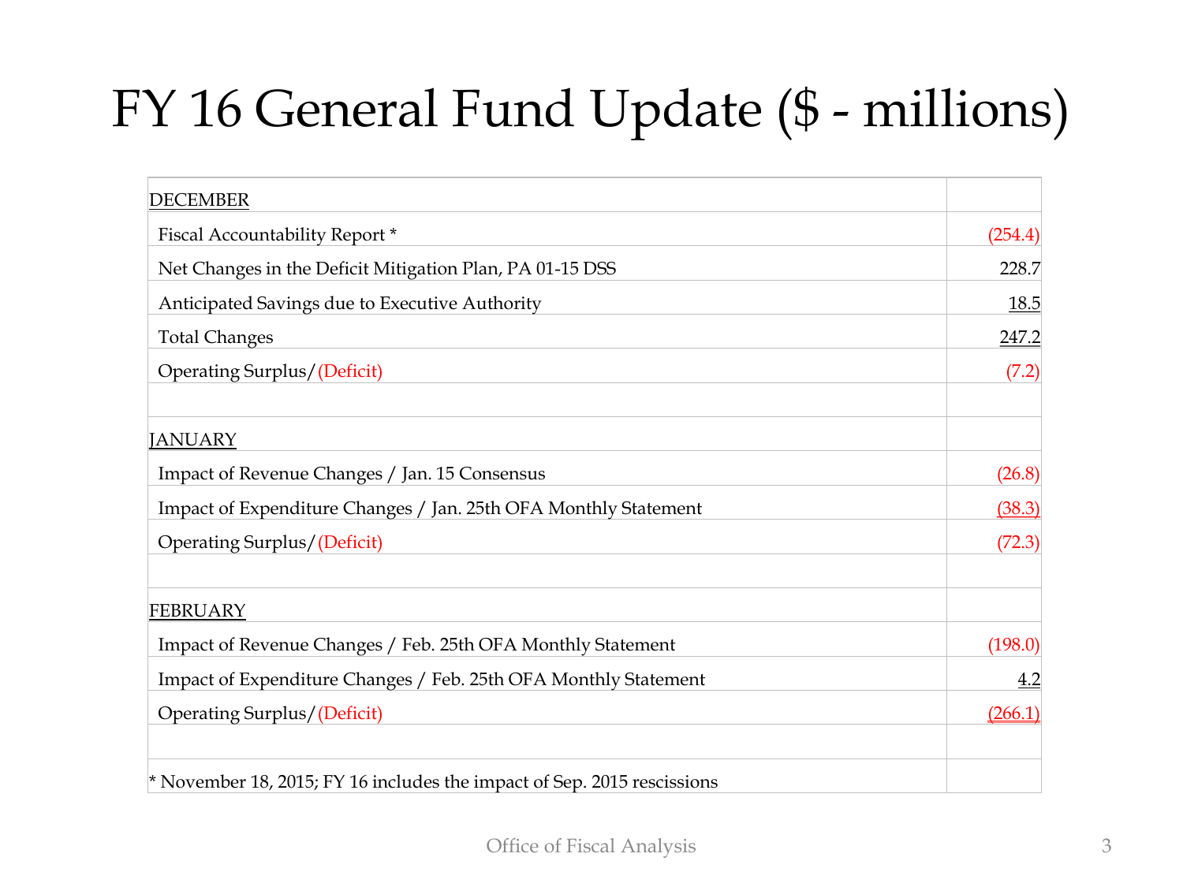# FY 16 General Fund Update ($ - millions)

| | |
|---|---|
| DECEMBER | |
| Fiscal Accountability Report * | (254.4) |
| Net Changes in the Deficit Mitigation Plan, PA 01-15 DSS | 228.7 |
| Anticipated Savings due to Executive Authority | 18.5 |
| Total Changes | 247.2 |
| Operating Surplus/(Deficit) | (7.2) |
| | |
| JANUARY | |
| Impact of Revenue Changes / Jan. 15 Consensus | (26.8) |
| Impact of Expenditure Changes / Jan. 25th OFA Monthly Statement | (38.3) |
| Operating Surplus/(Deficit) | (72.3) |
| | |
| FEBRUARY | |
| Impact of Revenue Changes / Feb. 25th OFA Monthly Statement | (198.0) |
| Impact of Expenditure Changes / Feb. 25th OFA Monthly Statement | 4.2 |
| Operating Surplus/(Deficit) | (266.1) |
| | |
| * November 18, 2015; FY 16 includes the impact of Sep. 2015 rescissions | |

Office of Fiscal Analysis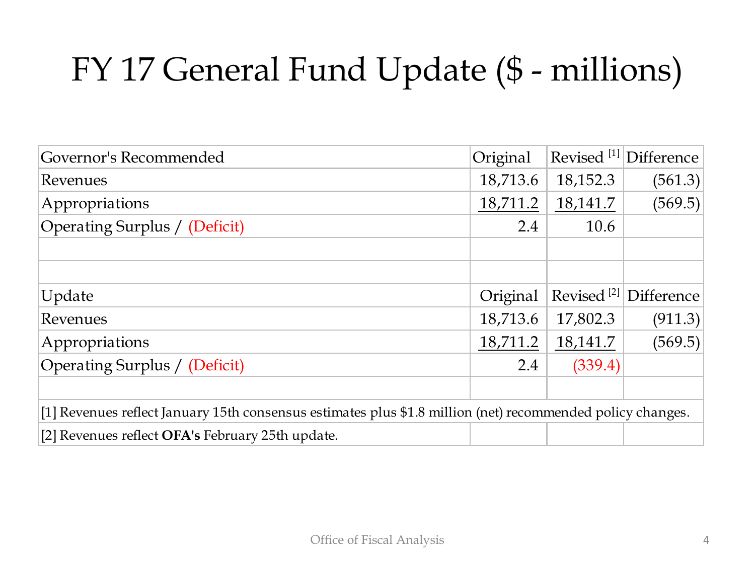# FY 17 General Fund Update ($ - millions)

| Governor's Recommended | Original | Revised [1] | Difference |
|---|---|---|---|
| Revenues | 18,713.6 | 18,152.3 | (561.3) |
| Appropriations | 18,711.2 | 18,141.7 | (569.5) |
| Operating Surplus / (Deficit) | 2.4 | 10.6 | |
| | | | |
| | | | |
| Update | Original | Revised [2] | Difference |
| Revenues | 18,713.6 | 17,802.3 | (911.3) |
| Appropriations | 18,711.2 | 18,141.7 | (569.5) |
| Operating Surplus / (Deficit) | 2.4 | (339.4) | |

[1] Revenues reflect January 15th consensus estimates plus $1.8 million (net) recommended policy changes.

[2] Revenues reflect **OFA's** February 25th update.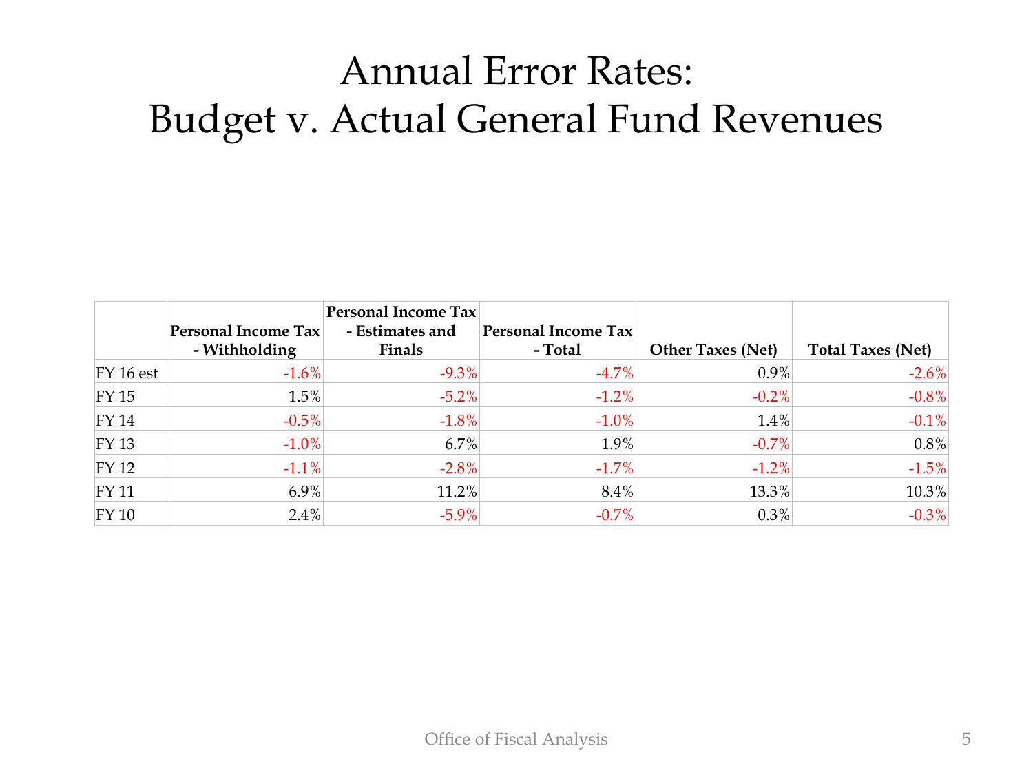# Annual Error Rates: Budget v. Actual General Fund Revenues

| | Personal Income Tax - Withholding | Personal Income Tax - Estimates and Finals | Personal Income Tax - Total | Other Taxes (Net) | Total Taxes (Net) |
|---|---|---|---|---|---|
| FY 16 est | -1.6% | -9.3% | -4.7% | 0.9% | -2.6% |
| FY 15 | 1.5% | -5.2% | -1.2% | -0.2% | -0.8% |
| FY 14 | -0.5% | -1.8% | -1.0% | 1.4% | -0.1% |
| FY 13 | -1.0% | 6.7% | 1.9% | -0.7% | 0.8% |
| FY 12 | -1.1% | -2.8% | -1.7% | -1.2% | -1.5% |
| FY 11 | 6.9% | 11.2% | 8.4% | 13.3% | 10.3% |
| FY 10 | 2.4% | -5.9% | -0.7% | 0.3% | -0.3% |

Office of Fiscal Analysis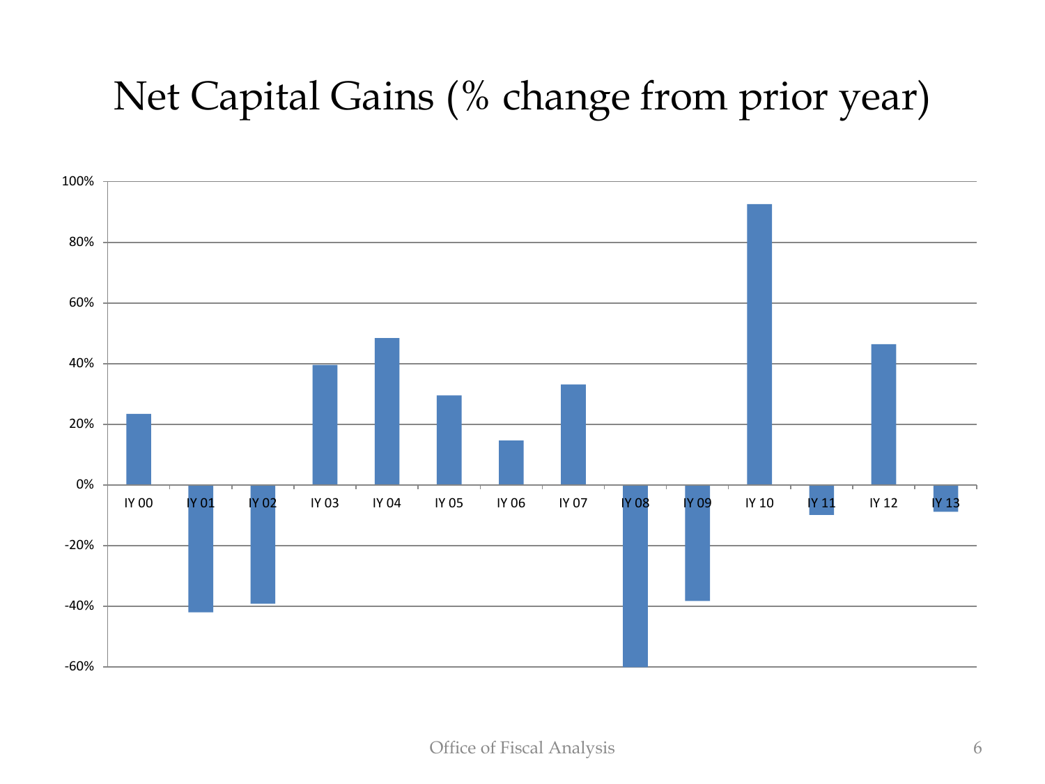# Net Capital Gains (% change from prior year)

| | IY 00 | IY 01 | IY 02 | IY 03 | IY 04 | IY 05 | IY 06 | IY 07 | IY 08 | IY 09 | IY 10 | IY 11 | IY 12 | IY 13 |
|---|---|---|---|---|---|---|---|---|---|---|---|---|---|---|

Axis: -60% to 100% (gridlines at 20% intervals)

Office of Fiscal Analysis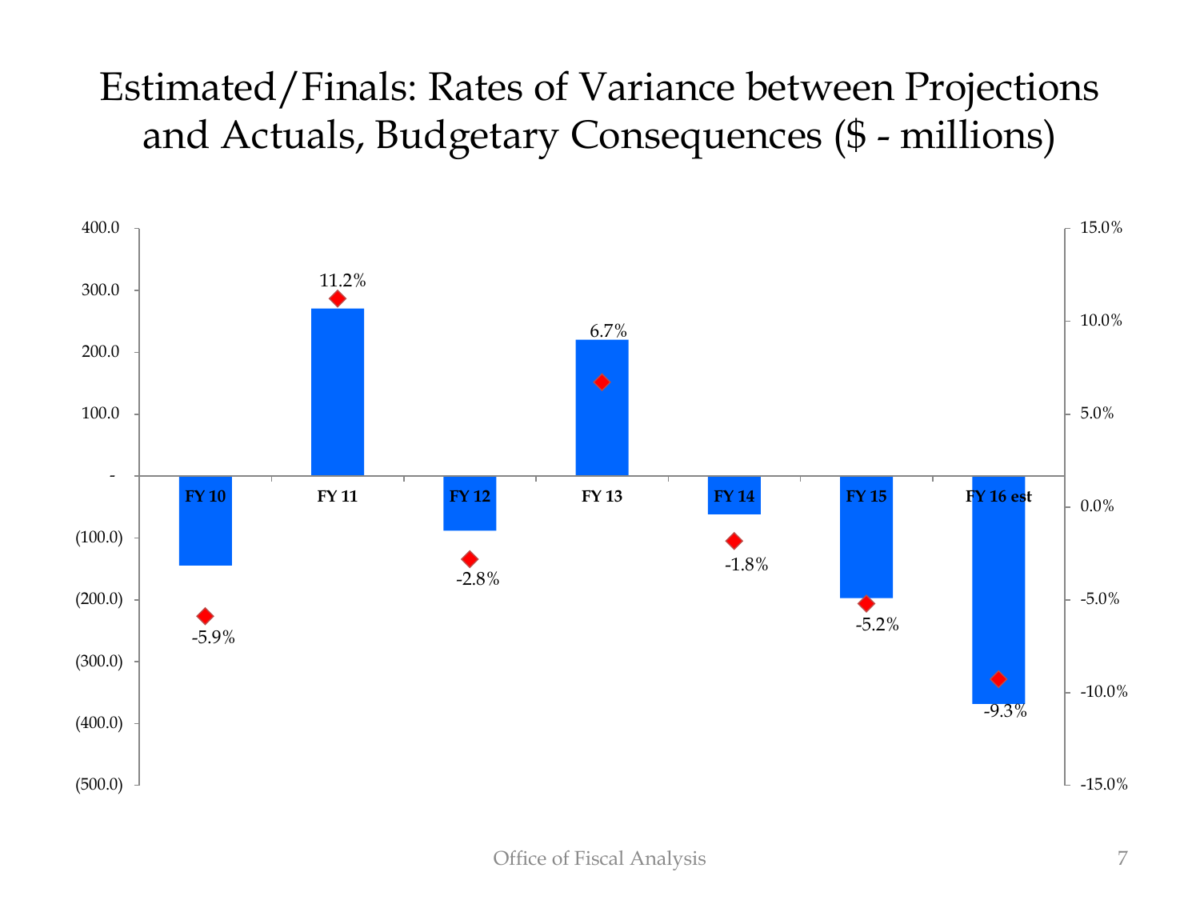# Estimated/Finals: Rates of Variance between Projections and Actuals, Budgetary Consequences ($ - millions)

| | FY 10 | FY 11 | FY 12 | FY 13 | FY 14 | FY 15 | FY 16 est |
|---|---|---|---|---|---|---|---|
| Rate of variance | -5.9% | 11.2% | -2.8% | 6.7% | -1.8% | -5.2% | -9.3% |

Office of Fiscal Analysis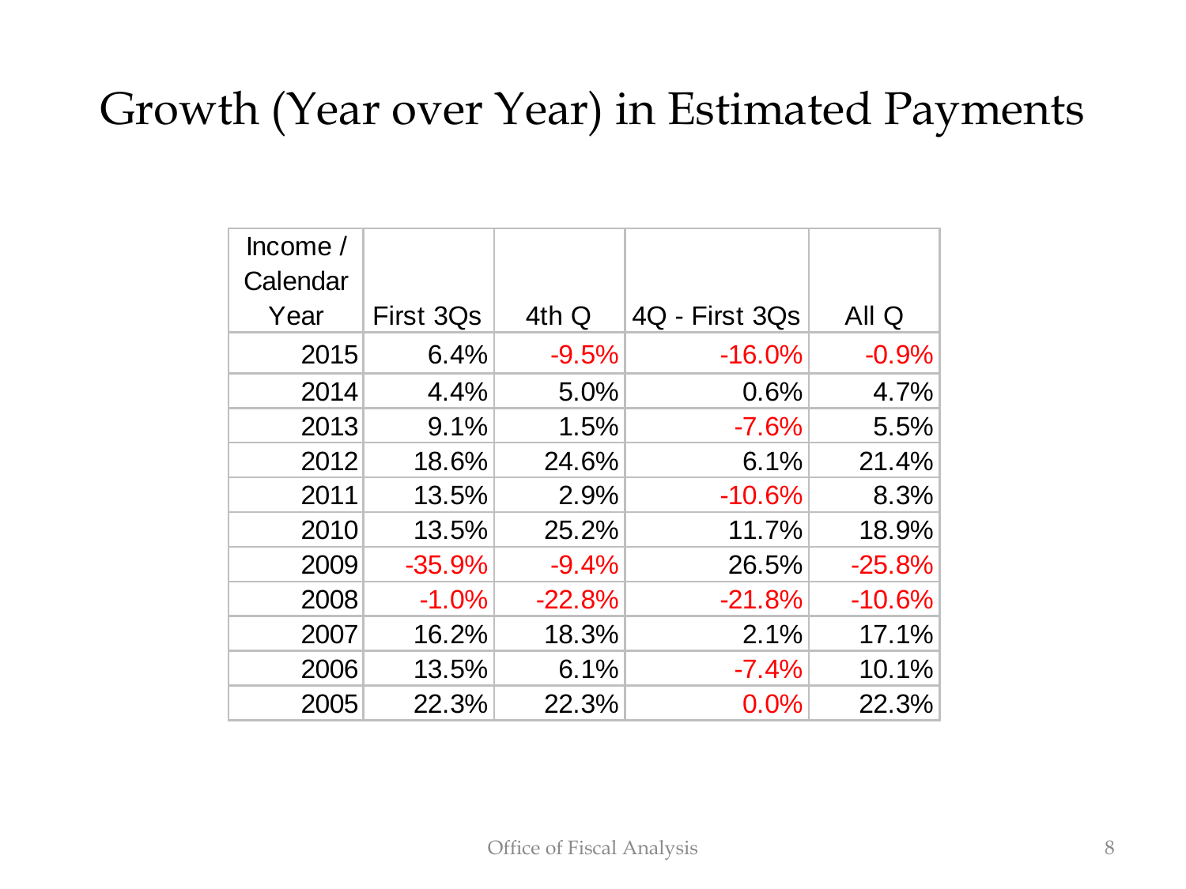# Growth (Year over Year) in Estimated Payments

| Income / Calendar Year | First 3Qs | 4th Q | 4Q - First 3Qs | All Q |
|---|---|---|---|---|
| 2015 | 6.4% | -9.5% | -16.0% | -0.9% |
| 2014 | 4.4% | 5.0% | 0.6% | 4.7% |
| 2013 | 9.1% | 1.5% | -7.6% | 5.5% |
| 2012 | 18.6% | 24.6% | 6.1% | 21.4% |
| 2011 | 13.5% | 2.9% | -10.6% | 8.3% |
| 2010 | 13.5% | 25.2% | 11.7% | 18.9% |
| 2009 | -35.9% | -9.4% | 26.5% | -25.8% |
| 2008 | -1.0% | -22.8% | -21.8% | -10.6% |
| 2007 | 16.2% | 18.3% | 2.1% | 17.1% |
| 2006 | 13.5% | 6.1% | -7.4% | 10.1% |
| 2005 | 22.3% | 22.3% | 0.0% | 22.3% |

Office of Fiscal Analysis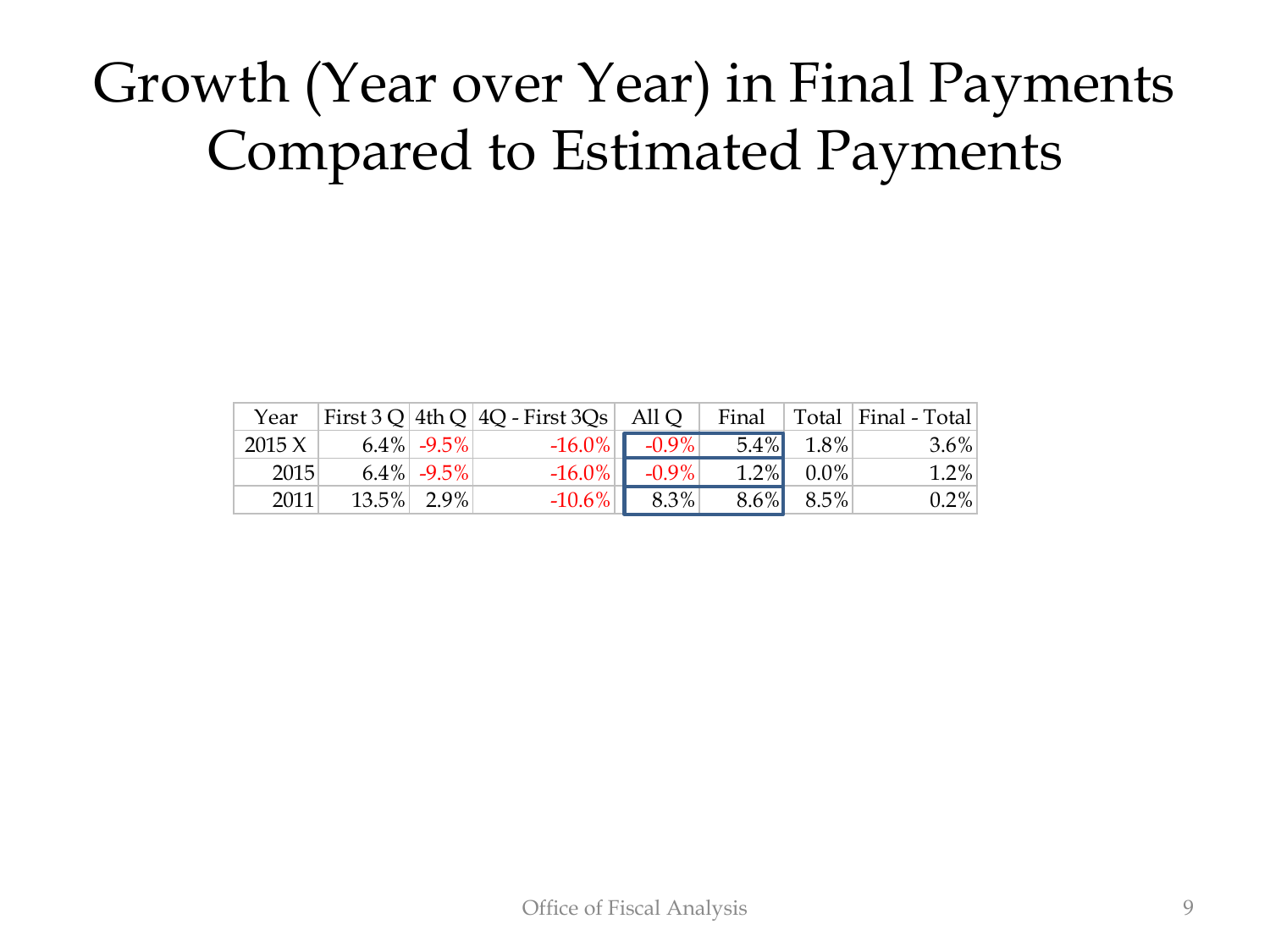# Growth (Year over Year) in Final Payments Compared to Estimated Payments

| Year | First 3 Q | 4th Q | 4Q - First 3Qs | All Q | Final | Total | Final - Total |
|---|---|---|---|---|---|---|---|
| 2015 X | 6.4% | -9.5% | -16.0% | -0.9% | 5.4% | 1.8% | 3.6% |
| 2015 | 6.4% | -9.5% | -16.0% | -0.9% | 1.2% | 0.0% | 1.2% |
| 2011 | 13.5% | 2.9% | -10.6% | 8.3% | 8.6% | 8.5% | 0.2% |

Office of Fiscal Analysis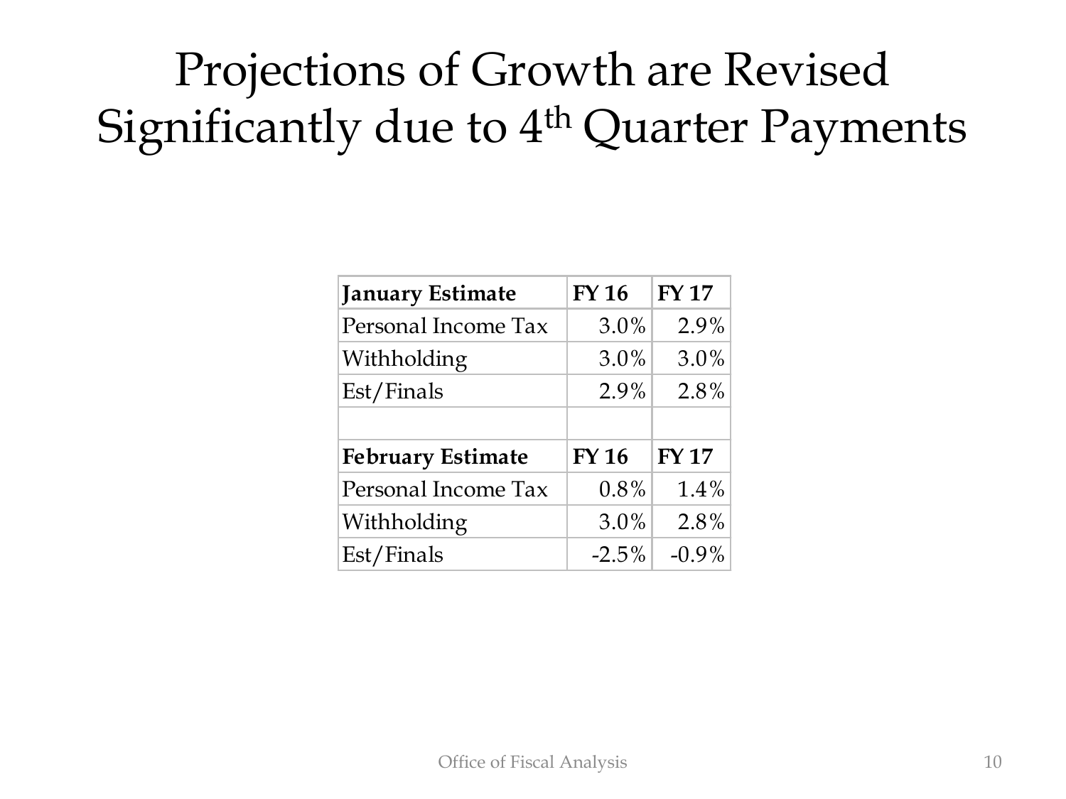# Projections of Growth are Revised Significantly due to 4th Quarter Payments

| January Estimate | FY 16 | FY 17 |
|---|---|---|
| Personal Income Tax | 3.0% | 2.9% |
| Withholding | 3.0% | 3.0% |
| Est/Finals | 2.9% | 2.8% |
| | | |
| **February Estimate** | **FY 16** | **FY 17** |
| Personal Income Tax | 0.8% | 1.4% |
| Withholding | 3.0% | 2.8% |
| Est/Finals | -2.5% | -0.9% |

Office of Fiscal Analysis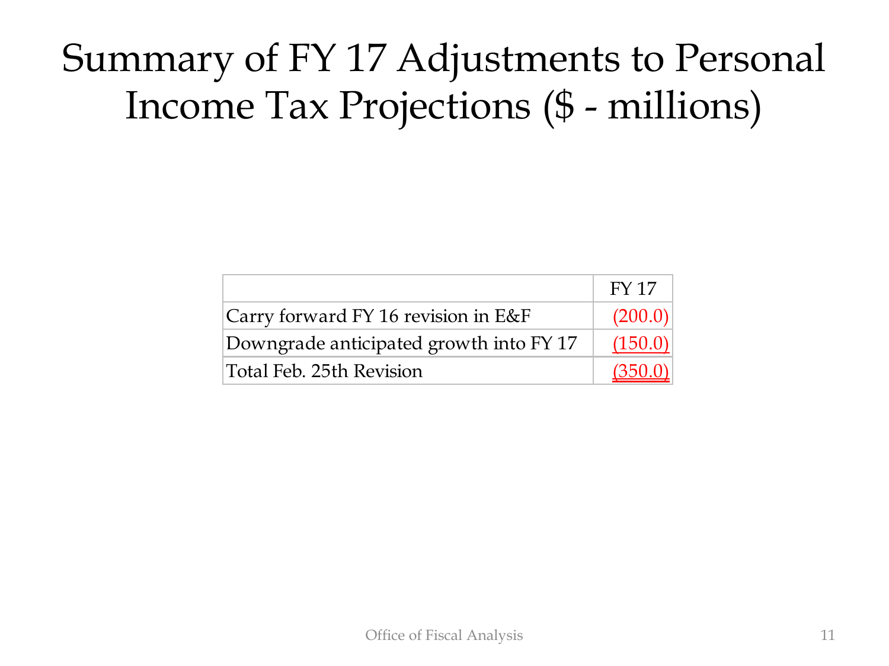# Summary of FY 17 Adjustments to Personal Income Tax Projections ($ - millions)

| | FY 17 |
|---|---|
| Carry forward FY 16 revision in E&F | (200.0) |
| Downgrade anticipated growth into FY 17 | (150.0) |
| Total Feb. 25th Revision | (350.0) |

Office of Fiscal Analysis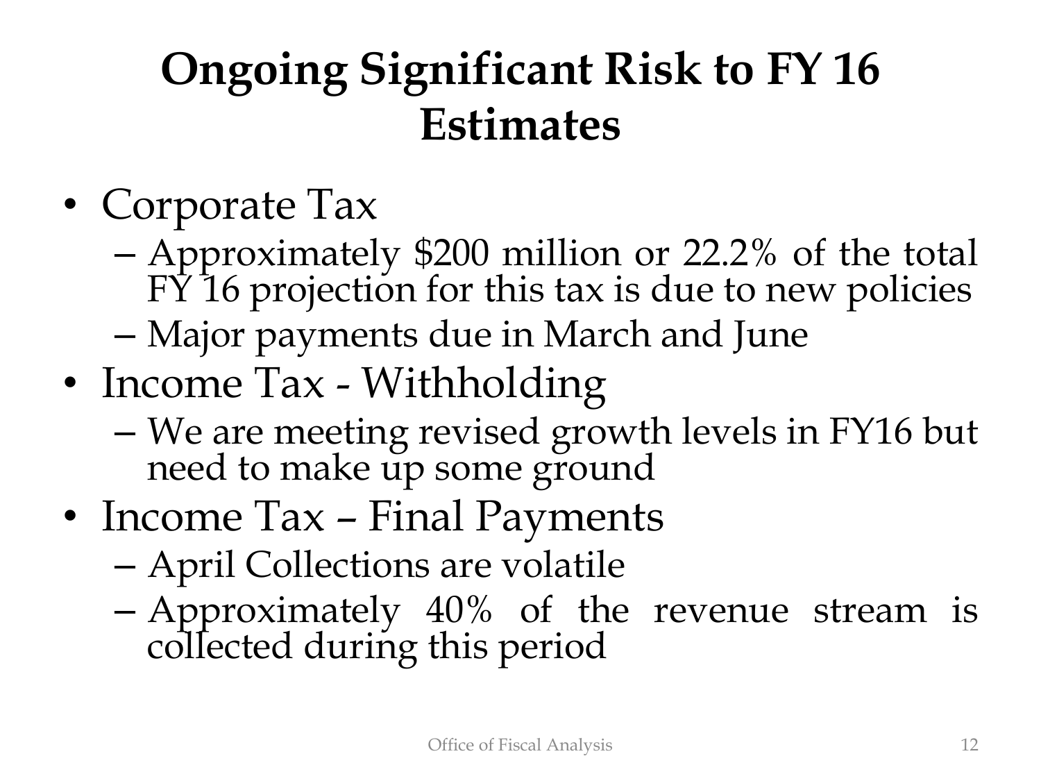# Ongoing Significant Risk to FY 16 Estimates

- Corporate Tax
  - Approximately $200 million or 22.2% of the total FY 16 projection for this tax is due to new policies
  - Major payments due in March and June
- Income Tax - Withholding
  - We are meeting revised growth levels in FY16 but need to make up some ground
- Income Tax – Final Payments
  - April Collections are volatile
  - Approximately 40% of the revenue stream is collected during this period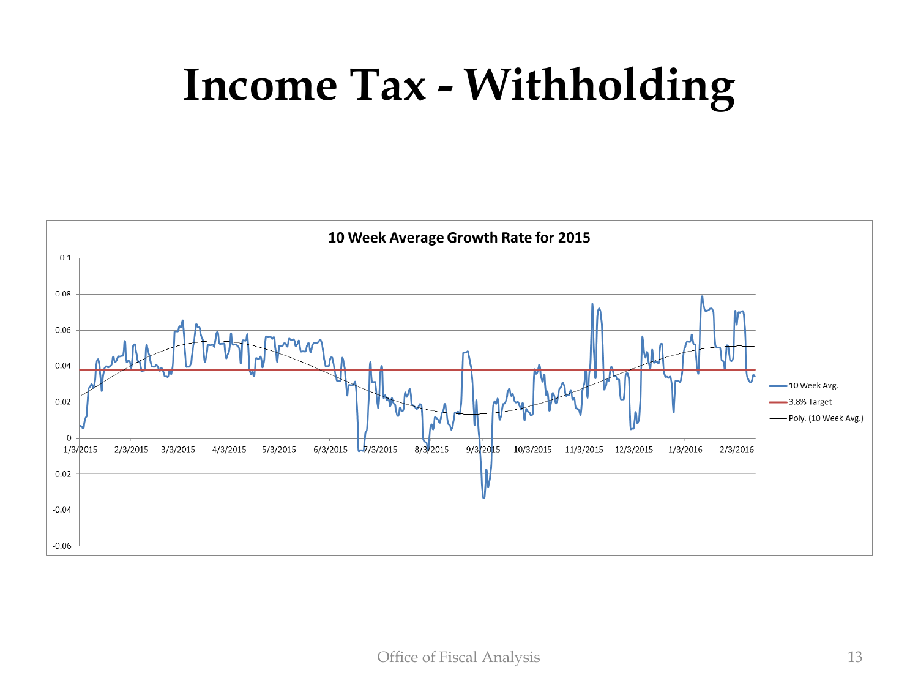# Income Tax - Withholding

**10 Week Average Growth Rate for 2015**

Legend: 10 Week Avg.; 3.8% Target; Poly. (10 Week Avg.)

Y-axis: 0.1, 0.08, 0.06, 0.04, 0.02, 0, -0.02, -0.04, -0.06

X-axis: 1/3/2015, 2/3/2015, 3/3/2015, 4/3/2015, 5/3/2015, 6/3/2015, 7/3/2015, 8/3/2015, 9/3/2015, 10/3/2015, 11/3/2015, 12/3/2015, 1/3/2016, 2/3/2016

Office of Fiscal Analysis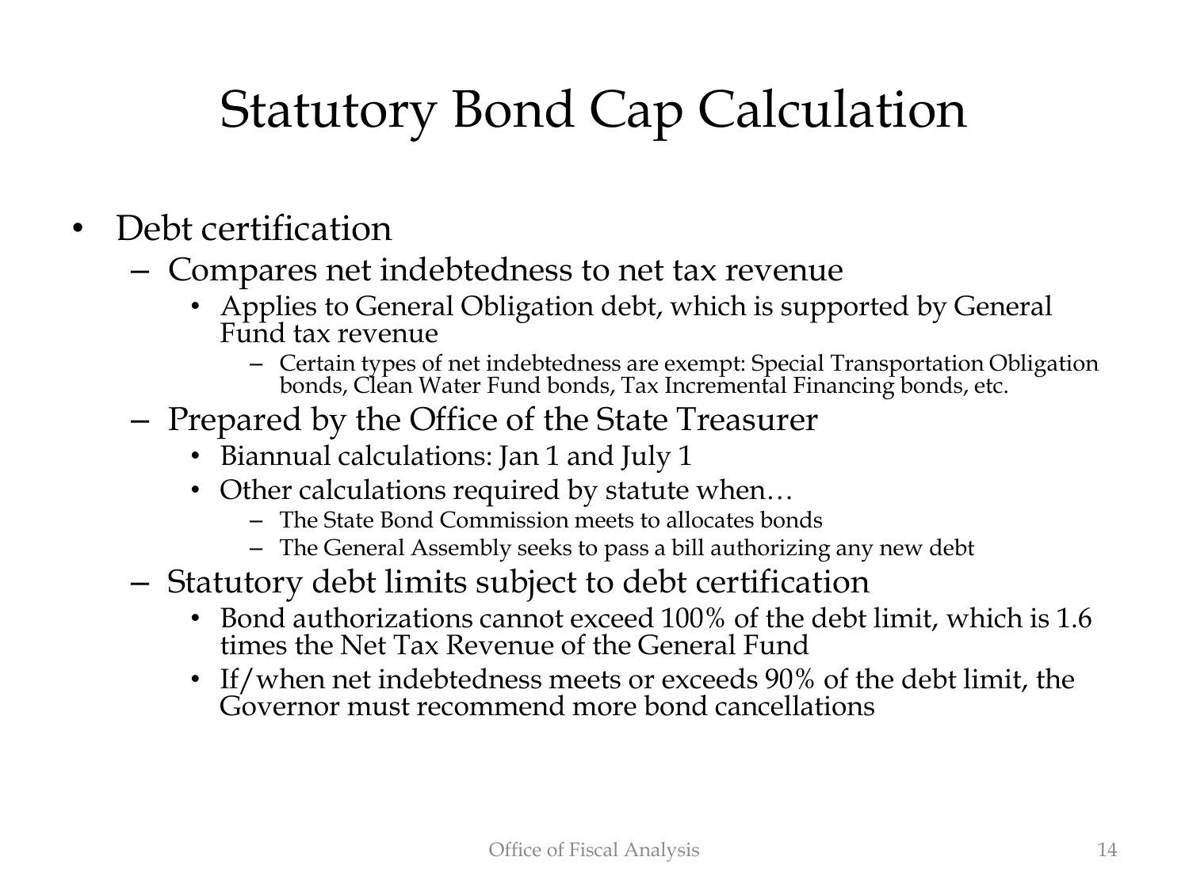# Statutory Bond Cap Calculation

- Debt certification
  - Compares net indebtedness to net tax revenue
    - Applies to General Obligation debt, which is supported by General Fund tax revenue
      - Certain types of net indebtedness are exempt: Special Transportation Obligation bonds, Clean Water Fund bonds, Tax Incremental Financing bonds, etc.
  - Prepared by the Office of the State Treasurer
    - Biannual calculations: Jan 1 and July 1
    - Other calculations required by statute when…
      - The State Bond Commission meets to allocates bonds
      - The General Assembly seeks to pass a bill authorizing any new debt
  - Statutory debt limits subject to debt certification
    - Bond authorizations cannot exceed 100% of the debt limit, which is 1.6 times the Net Tax Revenue of the General Fund
    - If/when net indebtedness meets or exceeds 90% of the debt limit, the Governor must recommend more bond cancellations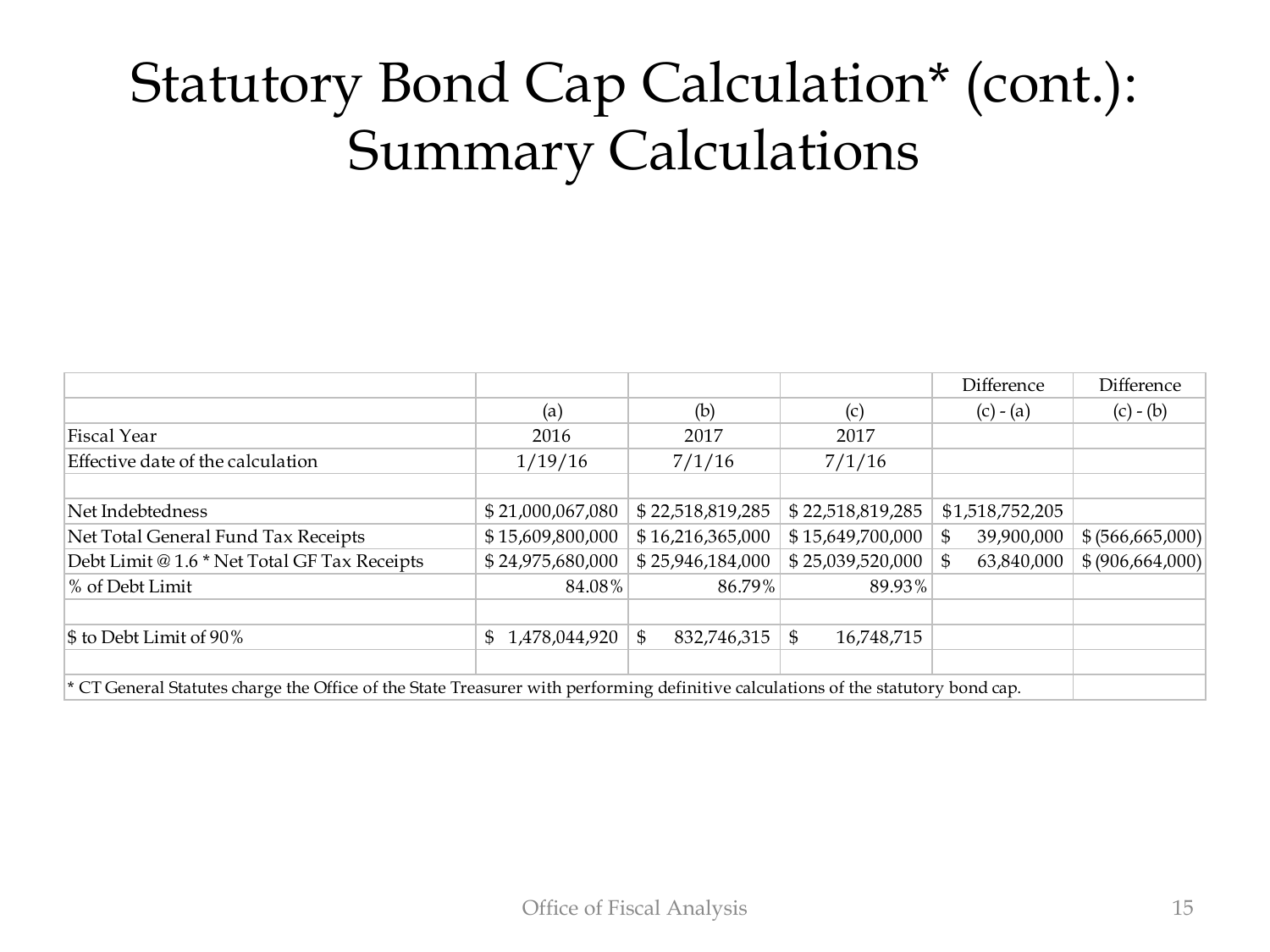# Statutory Bond Cap Calculation* (cont.): Summary Calculations

| | | | | Difference | Difference |
|---|---|---|---|---|---|
| | (a) | (b) | (c) | (c) - (a) | (c) - (b) |
| Fiscal Year | 2016 | 2017 | 2017 | | |
| Effective date of the calculation | 1/19/16 | 7/1/16 | 7/1/16 | | |
| | | | | | |
| Net Indebtedness | $ 21,000,067,080 | $ 22,518,819,285 | $ 22,518,819,285 | $1,518,752,205 | |
| Net Total General Fund Tax Receipts | $ 15,609,800,000 | $ 16,216,365,000 | $ 15,649,700,000 | $ 39,900,000 | $ (566,665,000) |
| Debt Limit @ 1.6 * Net Total GF Tax Receipts | $ 24,975,680,000 | $ 25,946,184,000 | $ 25,039,520,000 | $ 63,840,000 | $ (906,664,000) |
| % of Debt Limit | 84.08% | 86.79% | 89.93% | | |
| | | | | | |
| $ to Debt Limit of 90% | $ 1,478,044,920 | $ 832,746,315 | $ 16,748,715 | | |
| | | | | | |

* CT General Statutes charge the Office of the State Treasurer with performing definitive calculations of the statutory bond cap.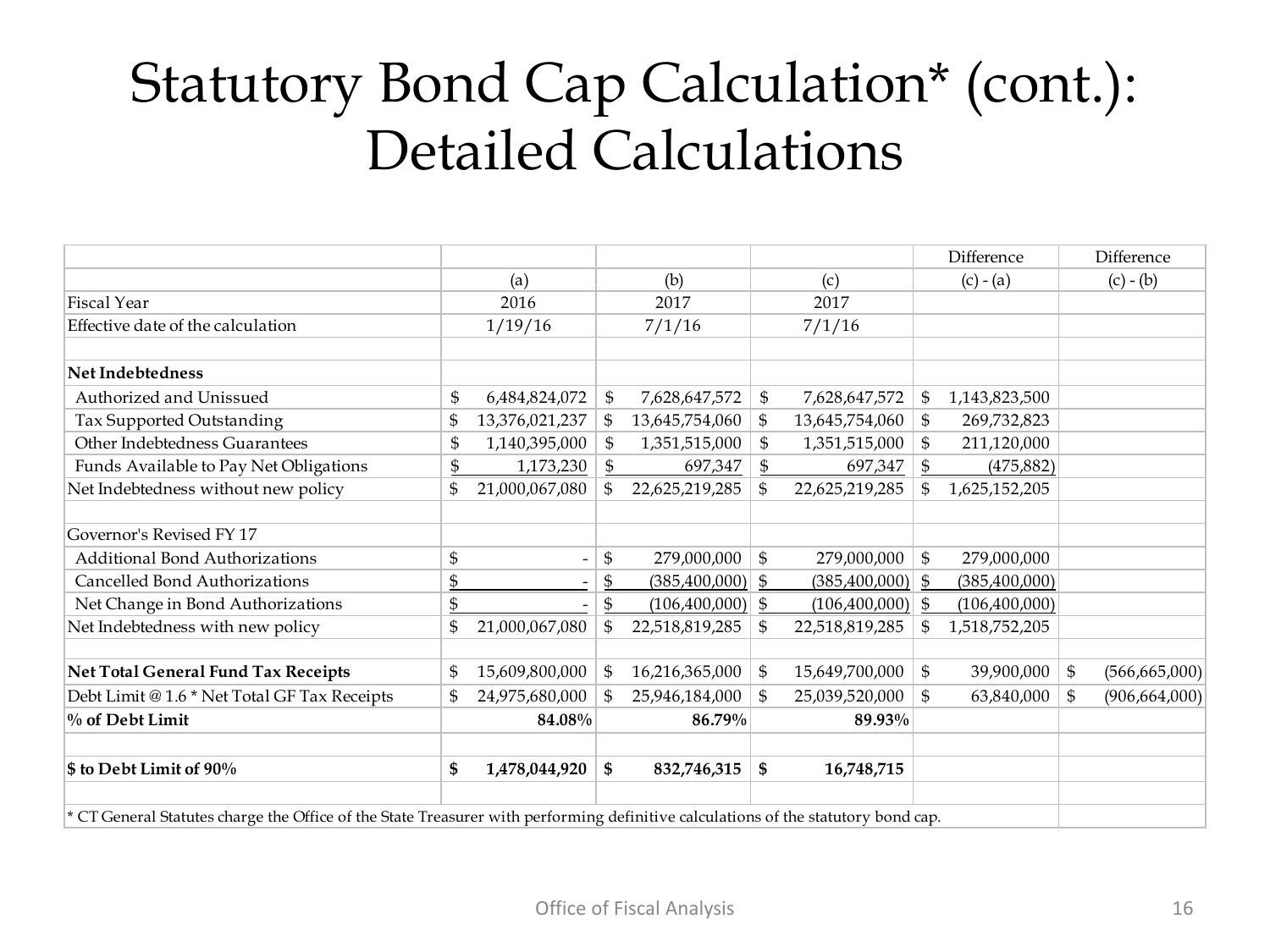# Statutory Bond Cap Calculation* (cont.): Detailed Calculations

| | (a) | (b) | (c) | Difference (c) - (a) | Difference (c) - (b) |
|---|---|---|---|---|---|
| Fiscal Year | 2016 | 2017 | 2017 | | |
| Effective date of the calculation | 1/19/16 | 7/1/16 | 7/1/16 | | |
| | | | | | |
| **Net Indebtedness** | | | | | |
| Authorized and Unissued | $ 6,484,824,072 | $ 7,628,647,572 | $ 7,628,647,572 | $ 1,143,823,500 | |
| Tax Supported Outstanding | $ 13,376,021,237 | $ 13,645,754,060 | $ 13,645,754,060 | $ 269,732,823 | |
| Other Indebtedness Guarantees | $ 1,140,395,000 | $ 1,351,515,000 | $ 1,351,515,000 | $ 211,120,000 | |
| Funds Available to Pay Net Obligations | $ 1,173,230 | $ 697,347 | $ 697,347 | $ (475,882) | |
| Net Indebtedness without new policy | $ 21,000,067,080 | $ 22,625,219,285 | $ 22,625,219,285 | $ 1,625,152,205 | |
| | | | | | |
| Governor's Revised FY 17 | | | | | |
| Additional Bond Authorizations | $ - | $ 279,000,000 | $ 279,000,000 | $ 279,000,000 | |
| Cancelled Bond Authorizations | $ - | $ (385,400,000) | $ (385,400,000) | $ (385,400,000) | |
| Net Change in Bond Authorizations | $ - | $ (106,400,000) | $ (106,400,000) | $ (106,400,000) | |
| Net Indebtedness with new policy | $ 21,000,067,080 | $ 22,518,819,285 | $ 22,518,819,285 | $ 1,518,752,205 | |
| | | | | | |
| **Net Total General Fund Tax Receipts** | $ 15,609,800,000 | $ 16,216,365,000 | $ 15,649,700,000 | $ 39,900,000 | $ (566,665,000) |
| Debt Limit @ 1.6 * Net Total GF Tax Receipts | $ 24,975,680,000 | $ 25,946,184,000 | $ 25,039,520,000 | $ 63,840,000 | $ (906,664,000) |
| **% of Debt Limit** | **84.08%** | **86.79%** | **89.93%** | | |
| | | | | | |
| **$ to Debt Limit of 90%** | **$ 1,478,044,920** | **$ 832,746,315** | **$ 16,748,715** | | |

* CT General Statutes charge the Office of the State Treasurer with performing definitive calculations of the statutory bond cap.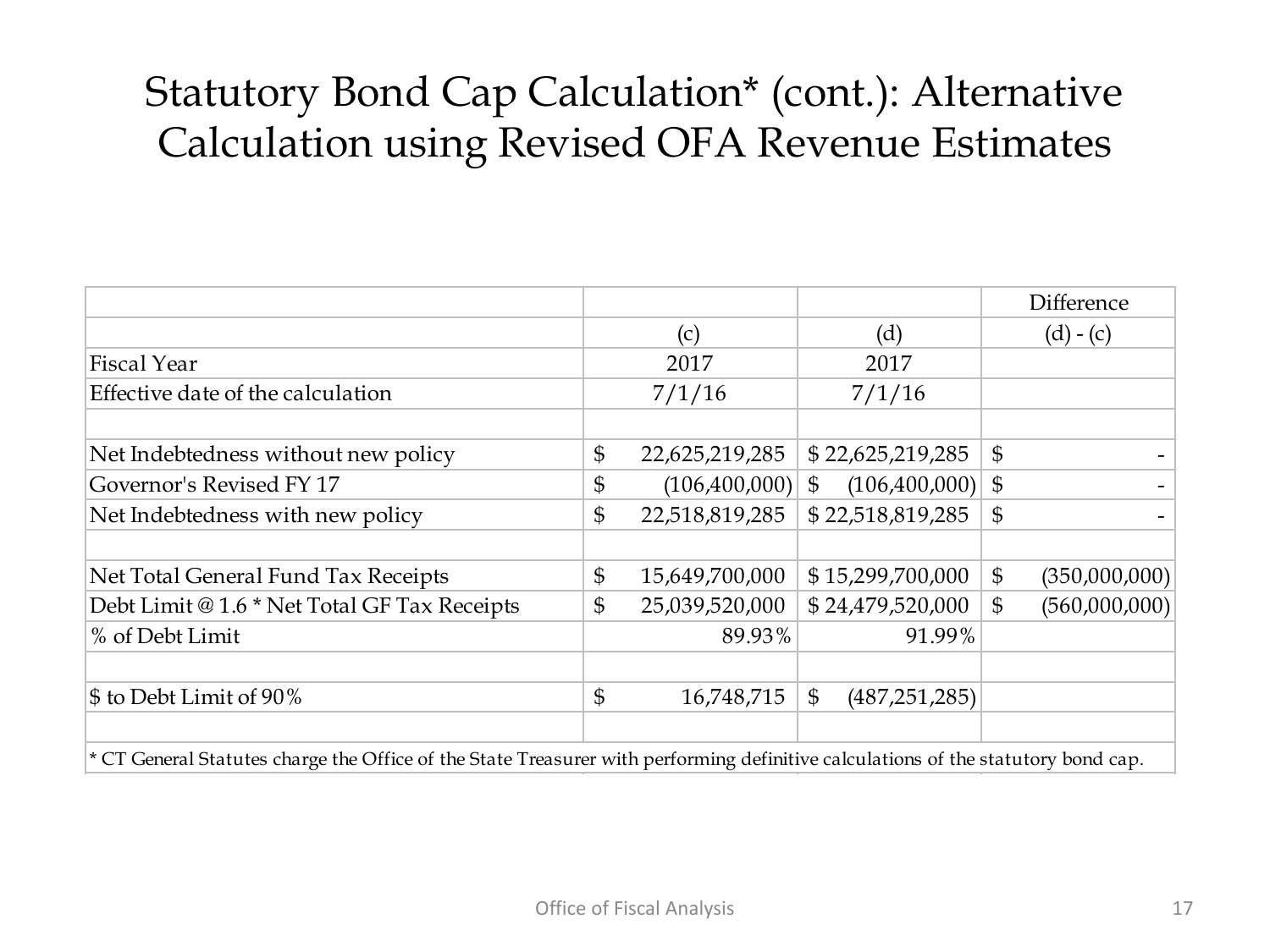# Statutory Bond Cap Calculation* (cont.): Alternative Calculation using Revised OFA Revenue Estimates

| | | | Difference |
|---|---|---|---|
| | (c) | (d) | (d) - (c) |
| Fiscal Year | 2017 | 2017 | |
| Effective date of the calculation | 7/1/16 | 7/1/16 | |
| | | | |
| Net Indebtedness without new policy | $ 22,625,219,285 | $ 22,625,219,285 | $ - |
| Governor's Revised FY 17 | $ (106,400,000) | $ (106,400,000) | $ - |
| Net Indebtedness with new policy | $ 22,518,819,285 | $ 22,518,819,285 | $ - |
| | | | |
| Net Total General Fund Tax Receipts | $ 15,649,700,000 | $ 15,299,700,000 | $ (350,000,000) |
| Debt Limit @ 1.6 * Net Total GF Tax Receipts | $ 25,039,520,000 | $ 24,479,520,000 | $ (560,000,000) |
| % of Debt Limit | 89.93% | 91.99% | |
| | | | |
| $ to Debt Limit of 90% | $ 16,748,715 | $ (487,251,285) | |

* CT General Statutes charge the Office of the State Treasurer with performing definitive calculations of the statutory bond cap.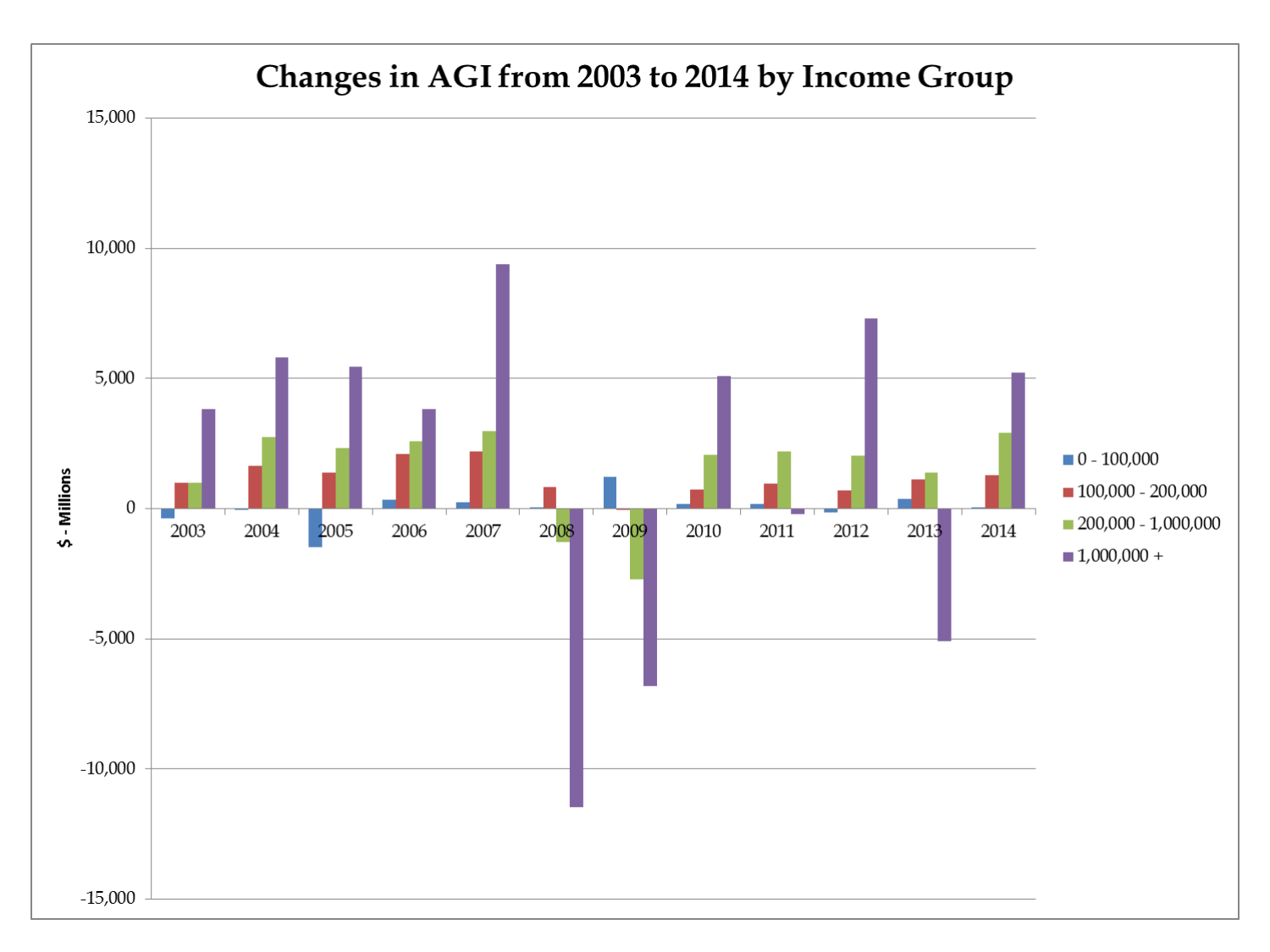Changes in AGI from 2003 to 2014 by Income Group

15,000
10,000
5,000
0
-5,000
-10,000
-15,000

$ - Millions

2003
2004
2005
2006
2007
2008
2009
2010
2011
2012
2013
2014

0 - 100,000
100,000 - 200,000
200,000 - 1,000,000
1,000,000 +